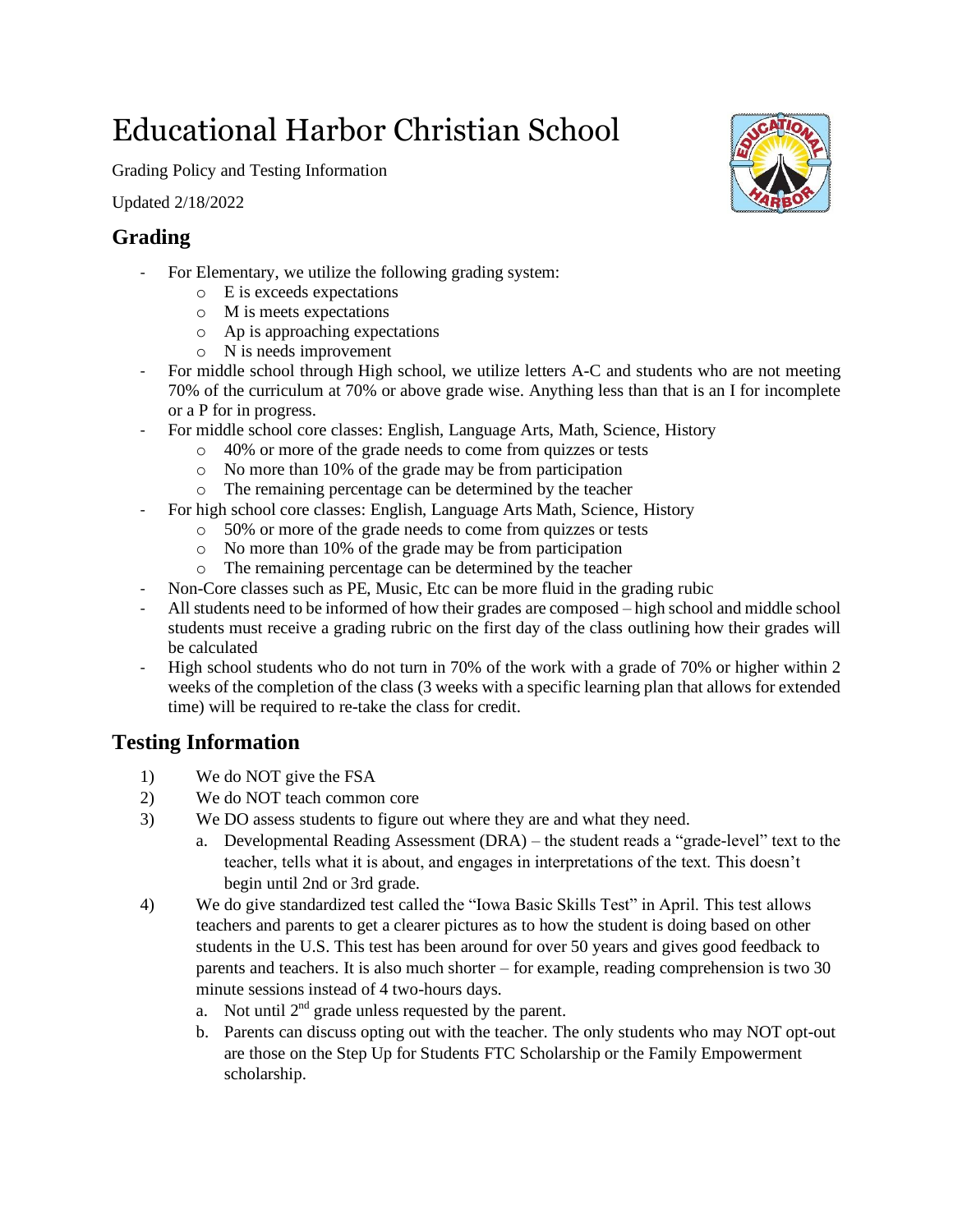# Educational Harbor Christian School

Grading Policy and Testing Information

Updated 2/18/2022

## Grading

- For Elementary, we utilize the following grading system:
  - E is exceeds expectations
  - M is meets expectations
  - Ap is approaching expectations
  - N is needs improvement
- For middle school through High school, we utilize letters A-C and students who are not meeting 70% of the curriculum at 70% or above grade wise. Anything less than that is an I for incomplete or a P for in progress.
- For middle school core classes: English, Language Arts, Math, Science, History
  - 40% or more of the grade needs to come from quizzes or tests
  - No more than 10% of the grade may be from participation
  - The remaining percentage can be determined by the teacher
- For high school core classes: English, Language Arts Math, Science, History
  - 50% or more of the grade needs to come from quizzes or tests
  - No more than 10% of the grade may be from participation
  - The remaining percentage can be determined by the teacher
- Non-Core classes such as PE, Music, Etc can be more fluid in the grading rubic
- All students need to be informed of how their grades are composed – high school and middle school students must receive a grading rubric on the first day of the class outlining how their grades will be calculated
- High school students who do not turn in 70% of the work with a grade of 70% or higher within 2 weeks of the completion of the class (3 weeks with a specific learning plan that allows for extended time) will be required to re-take the class for credit.

## Testing Information

1) We do NOT give the FSA
2) We do NOT teach common core
3) We DO assess students to figure out where they are and what they need.
   a. Developmental Reading Assessment (DRA) – the student reads a "grade-level" text to the teacher, tells what it is about, and engages in interpretations of the text. This doesn't begin until 2nd or 3rd grade.
4) We do give standardized test called the "Iowa Basic Skills Test" in April. This test allows teachers and parents to get a clearer pictures as to how the student is doing based on other students in the U.S. This test has been around for over 50 years and gives good feedback to parents and teachers. It is also much shorter – for example, reading comprehension is two 30 minute sessions instead of 4 two-hours days.
   a. Not until 2nd grade unless requested by the parent.
   b. Parents can discuss opting out with the teacher. The only students who may NOT opt-out are those on the Step Up for Students FTC Scholarship or the Family Empowerment scholarship.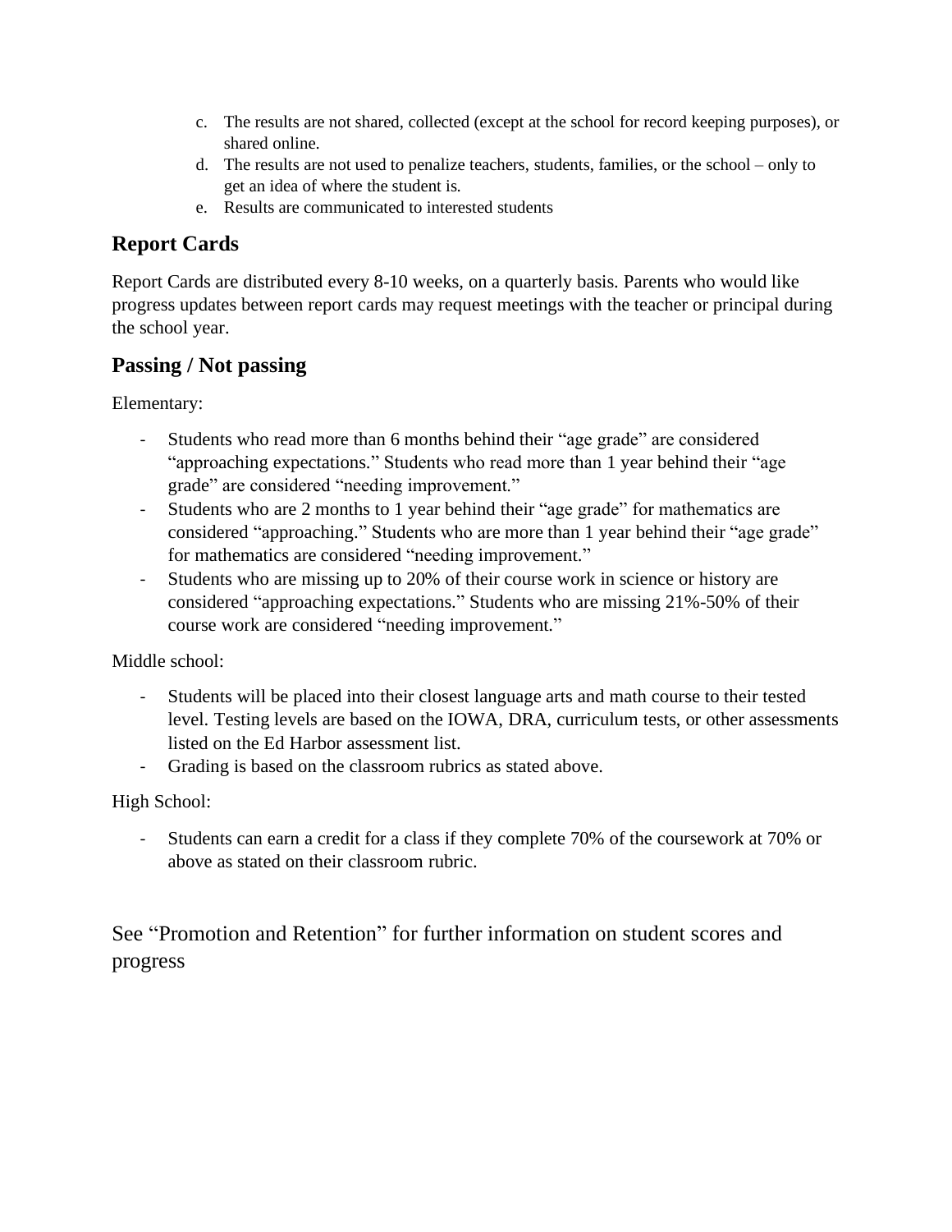c. The results are not shared, collected (except at the school for record keeping purposes), or shared online.
d. The results are not used to penalize teachers, students, families, or the school – only to get an idea of where the student is.
e. Results are communicated to interested students

## Report Cards

Report Cards are distributed every 8-10 weeks, on a quarterly basis. Parents who would like progress updates between report cards may request meetings with the teacher or principal during the school year.

## Passing / Not passing

Elementary:

- Students who read more than 6 months behind their "age grade" are considered "approaching expectations." Students who read more than 1 year behind their "age grade" are considered "needing improvement."
- Students who are 2 months to 1 year behind their "age grade" for mathematics are considered "approaching." Students who are more than 1 year behind their "age grade" for mathematics are considered "needing improvement."
- Students who are missing up to 20% of their course work in science or history are considered "approaching expectations." Students who are missing 21%-50% of their course work are considered "needing improvement."

Middle school:

- Students will be placed into their closest language arts and math course to their tested level. Testing levels are based on the IOWA, DRA, curriculum tests, or other assessments listed on the Ed Harbor assessment list.
- Grading is based on the classroom rubrics as stated above.

High School:

- Students can earn a credit for a class if they complete 70% of the coursework at 70% or above as stated on their classroom rubric.

See "Promotion and Retention" for further information on student scores and progress